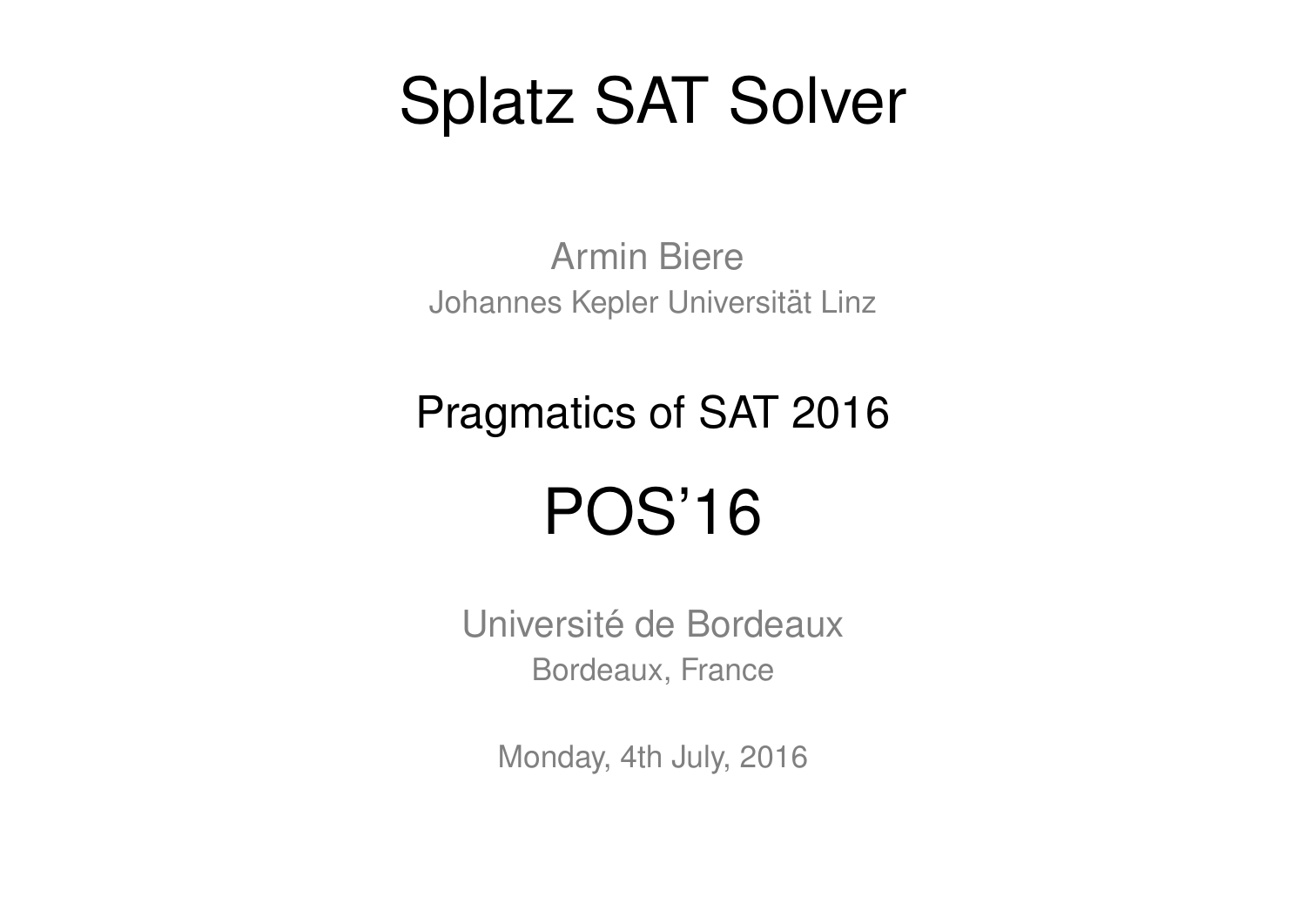# Splatz SAT Solver

Armin Biere

Johannes Kepler Universität Linz

Pragmatics of SAT 2016

## POS'16

Université de Bordeaux

Bordeaux, France

Monday, 4th July, 2016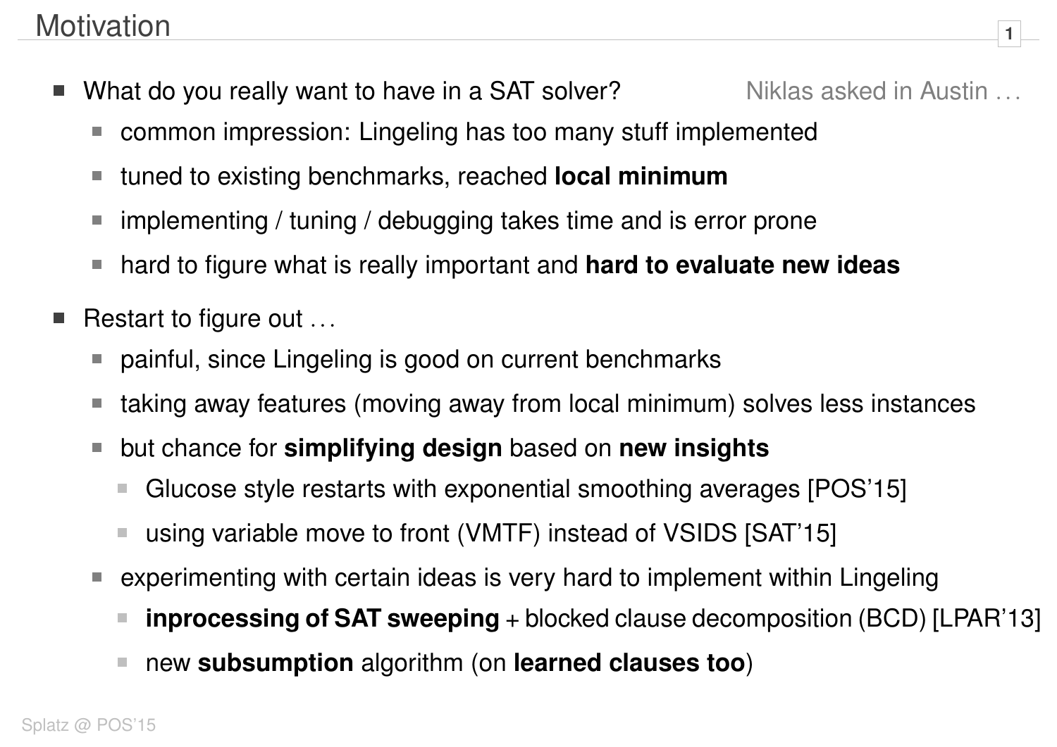# Motivation

- What do you really want to have in a SAT solver? Niklas asked in Austin …
  - common impression: Lingeling has too many stuff implemented
  - tuned to existing benchmarks, reached **local minimum**
  - implementing / tuning / debugging takes time and is error prone
  - hard to figure what is really important and **hard to evaluate new ideas**
- Restart to figure out …
  - painful, since Lingeling is good on current benchmarks
  - taking away features (moving away from local minimum) solves less instances
  - but chance for **simplifying design** based on **new insights**
    - Glucose style restarts with exponential smoothing averages [POS'15]
    - using variable move to front (VMTF) instead of VSIDS [SAT'15]
  - experimenting with certain ideas is very hard to implement within Lingeling
    - **inprocessing of SAT sweeping** + blocked clause decomposition (BCD) [LPAR'13]
    - new **subsumption** algorithm (on **learned clauses too**)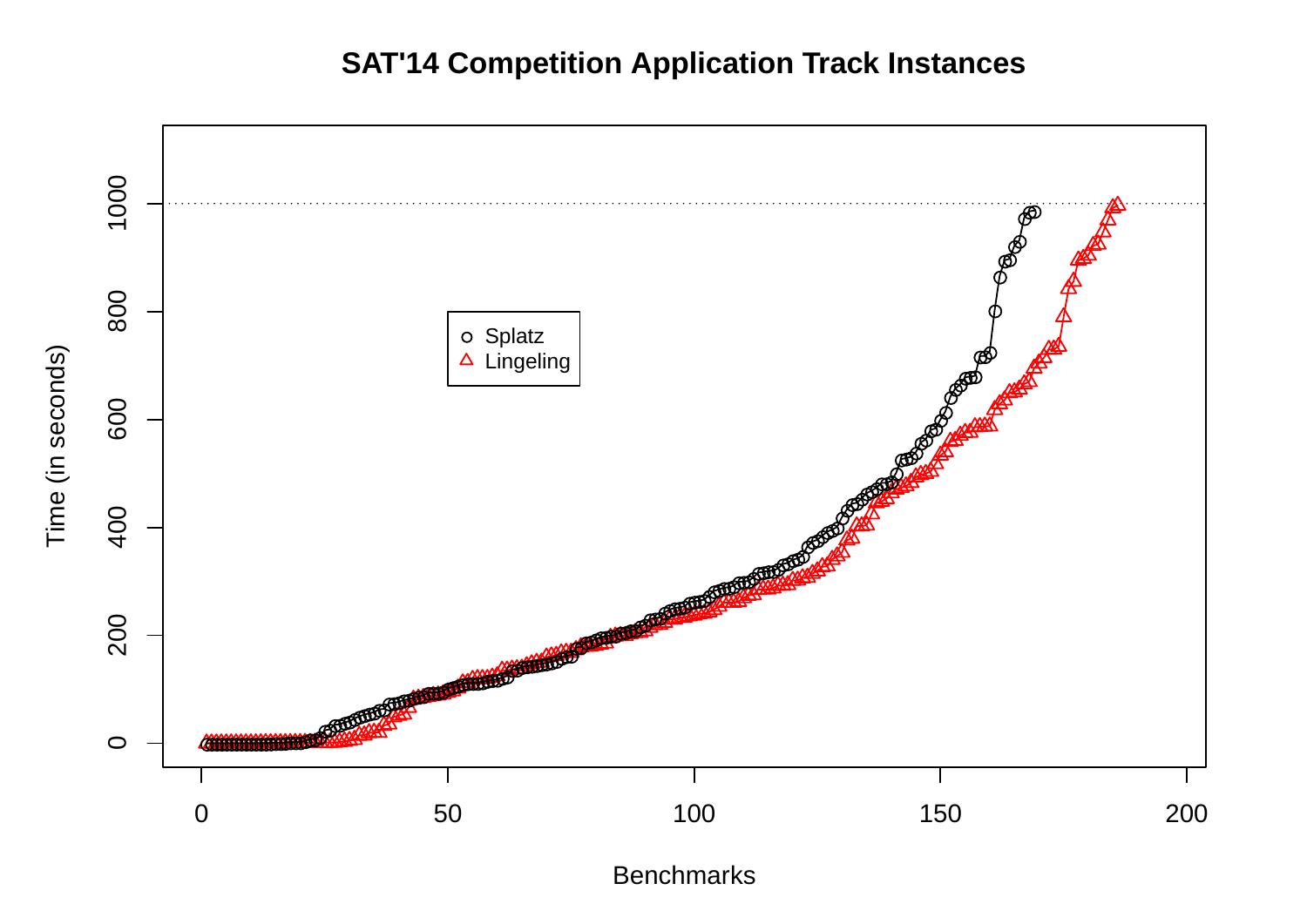**SAT'14 Competition Application Track Instances**

Legend: ○ Splatz, △ Lingeling

Y-axis: Time (in seconds) — 0, 200, 400, 600, 800, 1000

X-axis: Benchmarks — 0, 50, 100, 150, 200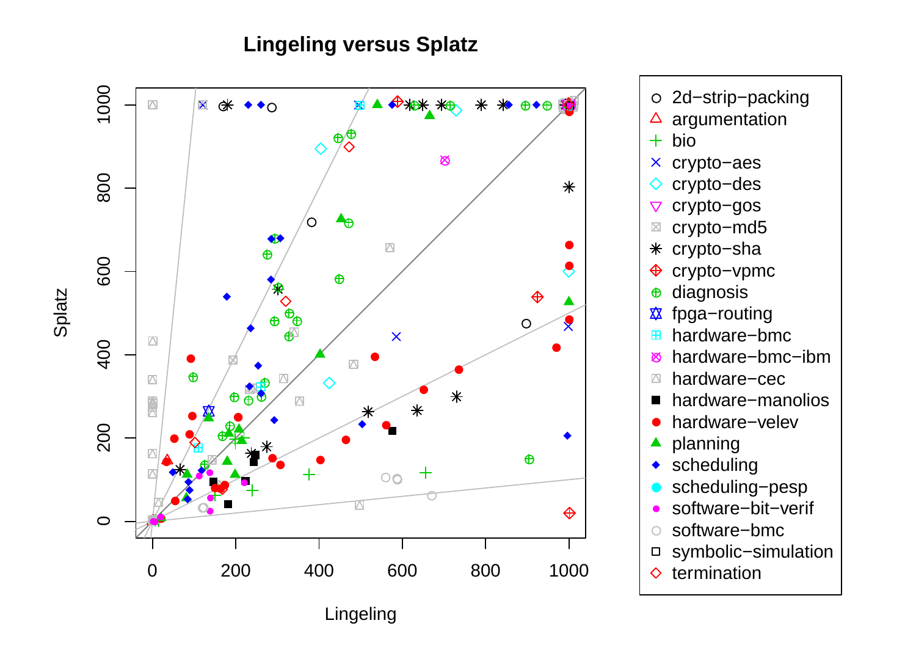# Lingeling versus Splatz

| Legend |
| --- |
| 2d−strip−packing |
| argumentation |
| bio |
| crypto−aes |
| crypto−des |
| crypto−gos |
| crypto−md5 |
| crypto−sha |
| crypto−vpmc |
| diagnosis |
| fpga−routing |
| hardware−bmc |
| hardware−bmc−ibm |
| hardware−cec |
| hardware−manolios |
| hardware−velev |
| planning |
| scheduling |
| scheduling−pesp |
| software−bit−verif |
| software−bmc |
| symbolic−simulation |
| termination |

Splatz (y-axis: 0, 200, 400, 600, 800, 1000)

Lingeling (x-axis: 0, 200, 400, 600, 800, 1000)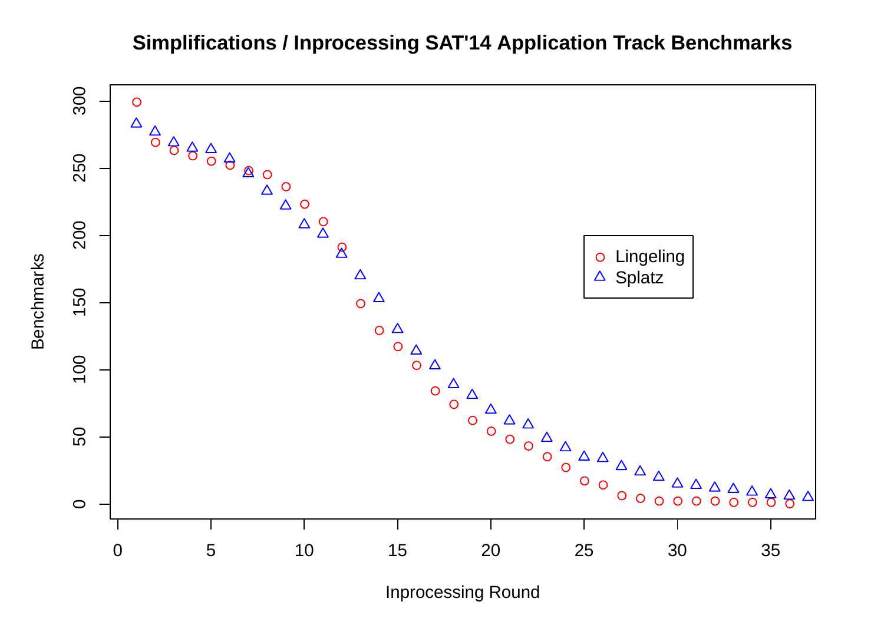**Simplifications / Inprocessing SAT'14 Application Track Benchmarks**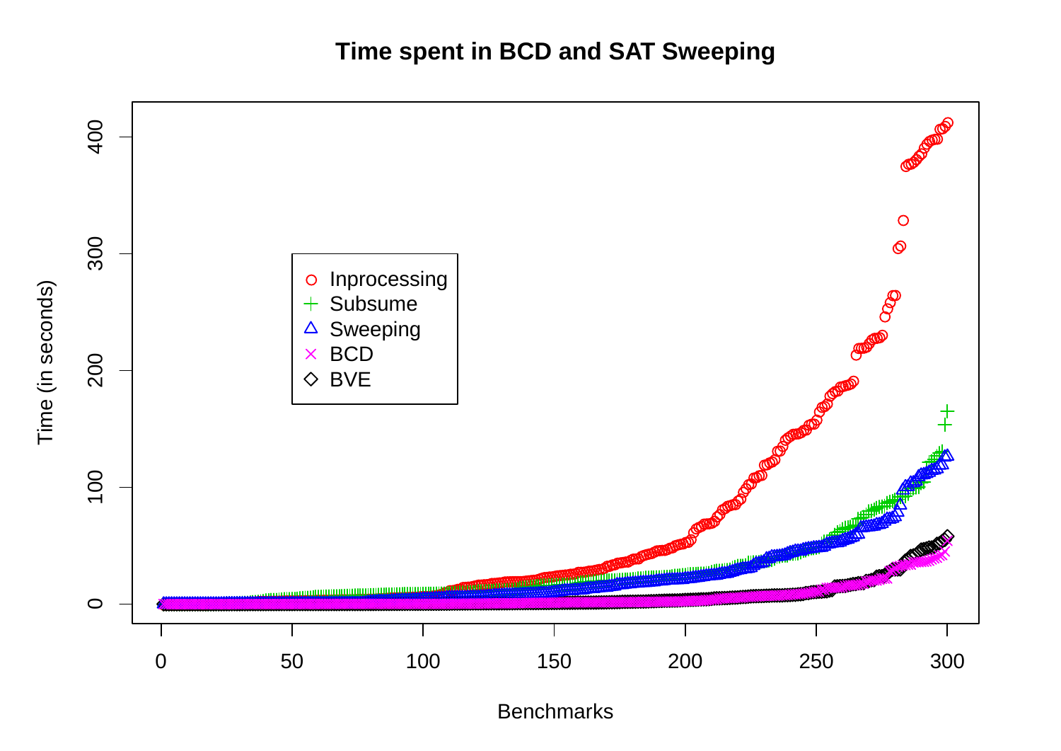# Time spent in BCD and SAT Sweeping

| | |
|---|---|
| ○ | Inprocessing |
| + | Subsume |
| △ | Sweeping |
| × | BCD |
| ◇ | BVE |

Time (in seconds)

Benchmarks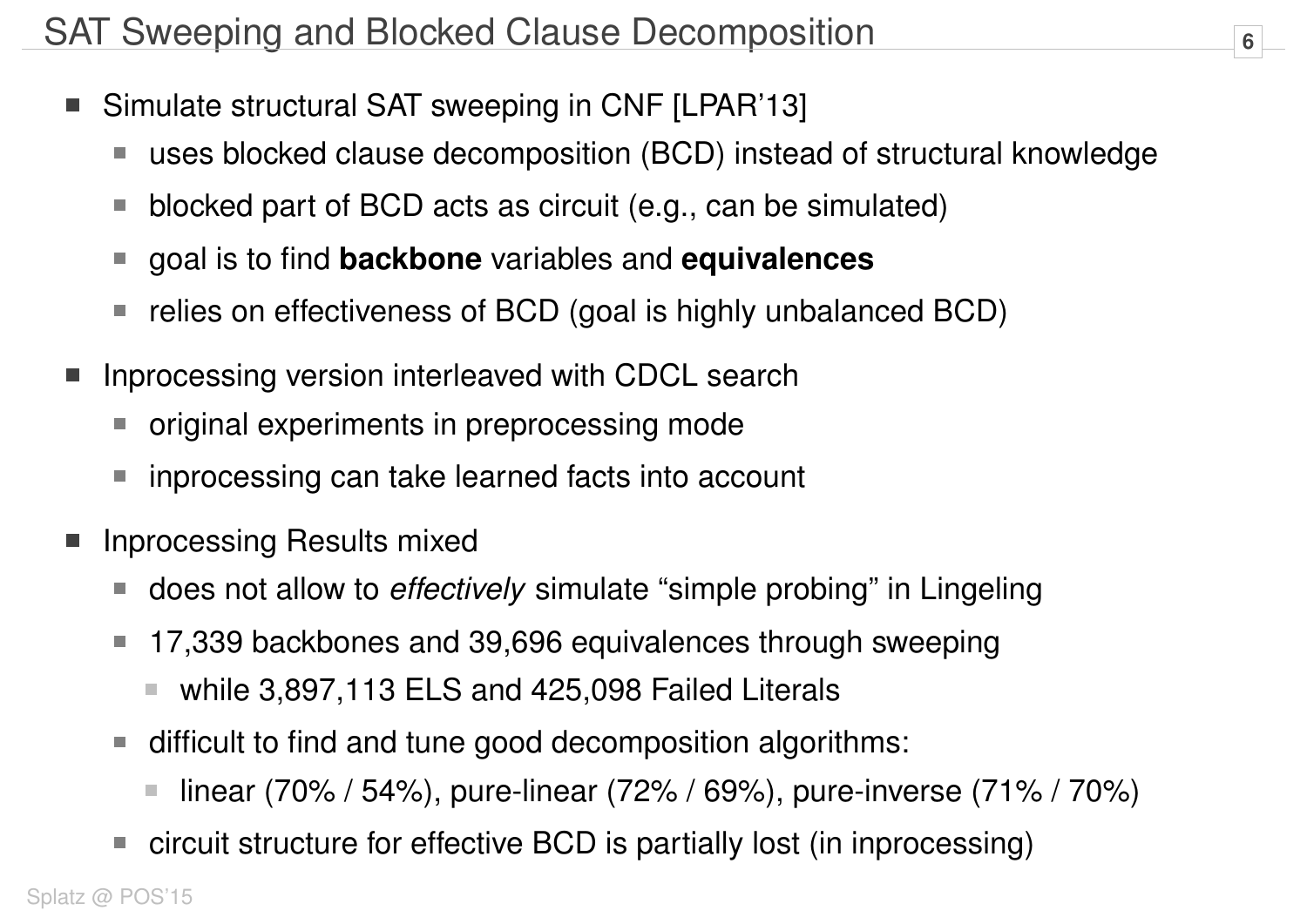# SAT Sweeping and Blocked Clause Decomposition

- Simulate structural SAT sweeping in CNF [LPAR'13]
  - uses blocked clause decomposition (BCD) instead of structural knowledge
  - blocked part of BCD acts as circuit (e.g., can be simulated)
  - goal is to find **backbone** variables and **equivalences**
  - relies on effectiveness of BCD (goal is highly unbalanced BCD)
- Inprocessing version interleaved with CDCL search
  - original experiments in preprocessing mode
  - inprocessing can take learned facts into account
- Inprocessing Results mixed
  - does not allow to *effectively* simulate "simple probing" in Lingeling
  - 17,339 backbones and 39,696 equivalences through sweeping
    - while 3,897,113 ELS and 425,098 Failed Literals
  - difficult to find and tune good decomposition algorithms:
    - linear (70% / 54%), pure-linear (72% / 69%), pure-inverse (71% / 70%)
  - circuit structure for effective BCD is partially lost (in inprocessing)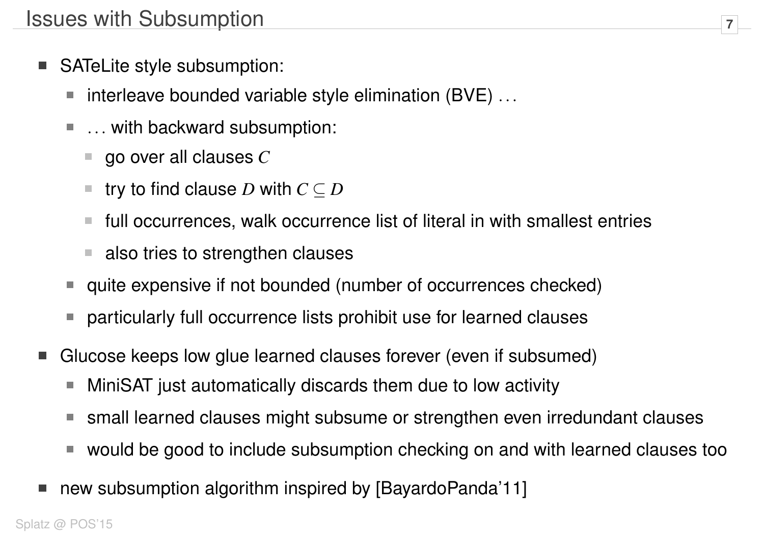# Issues with Subsumption

- SATeLite style subsumption:
  - interleave bounded variable style elimination (BVE) ...
  - ... with backward subsumption:
    - go over all clauses $C$
    - try to find clause $D$ with $C \subseteq D$
    - full occurrences, walk occurrence list of literal in with smallest entries
    - also tries to strengthen clauses
  - quite expensive if not bounded (number of occurrences checked)
  - particularly full occurrence lists prohibit use for learned clauses
- Glucose keeps low glue learned clauses forever (even if subsumed)
  - MiniSAT just automatically discards them due to low activity
  - small learned clauses might subsume or strengthen even irredundant clauses
  - would be good to include subsumption checking on and with learned clauses too
- new subsumption algorithm inspired by [BayardoPanda'11]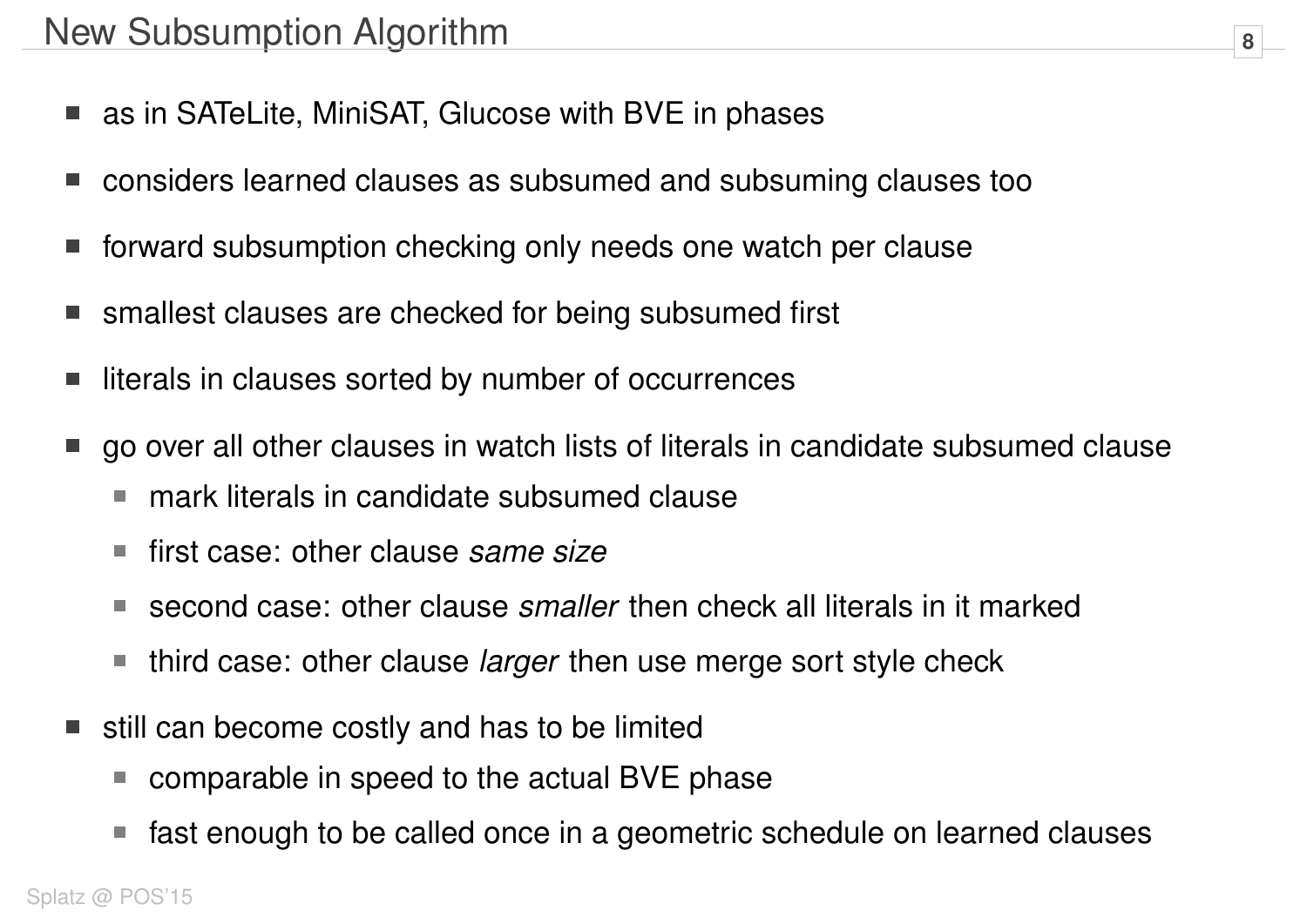# New Subsumption Algorithm

- as in SATeLite, MiniSAT, Glucose with BVE in phases
- considers learned clauses as subsumed and subsuming clauses too
- forward subsumption checking only needs one watch per clause
- smallest clauses are checked for being subsumed first
- literals in clauses sorted by number of occurrences
- go over all other clauses in watch lists of literals in candidate subsumed clause
  - mark literals in candidate subsumed clause
  - first case: other clause *same size*
  - second case: other clause *smaller* then check all literals in it marked
  - third case: other clause *larger* then use merge sort style check
- still can become costly and has to be limited
  - comparable in speed to the actual BVE phase
  - fast enough to be called once in a geometric schedule on learned clauses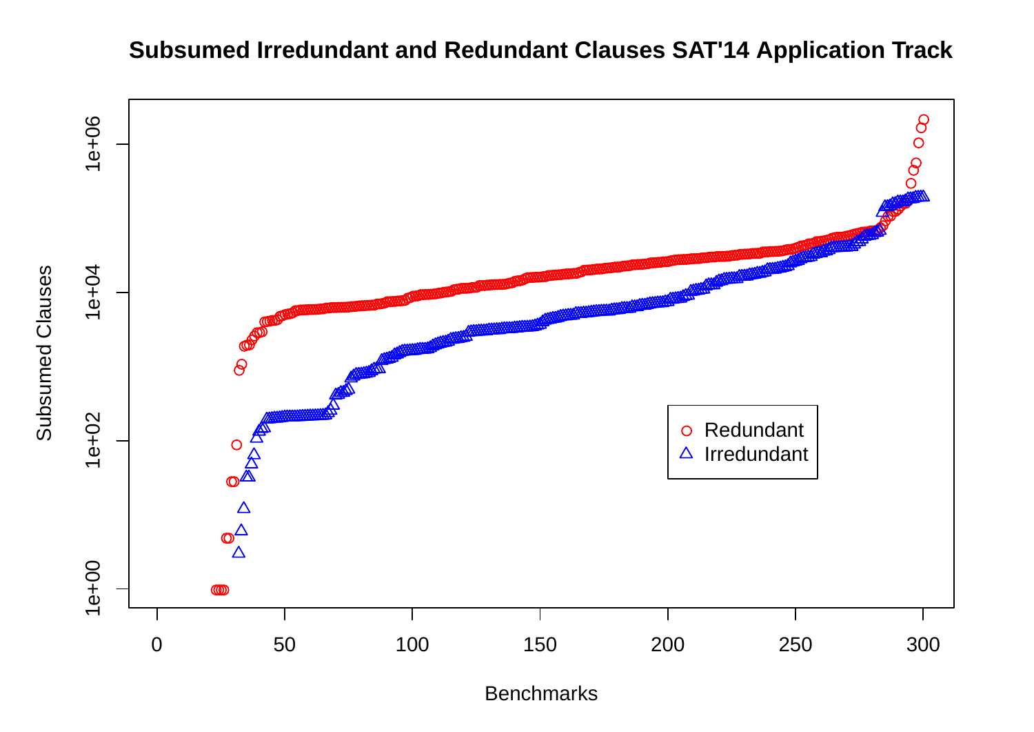**Subsumed Irredundant and Redundant Clauses SAT'14 Application Track**

Legend: Redundant (○), Irredundant (△)

Y-axis: Subsumed Clauses (log scale: 1e+00, 1e+02, 1e+04, 1e+06)

X-axis: Benchmarks (0, 50, 100, 150, 200, 250, 300)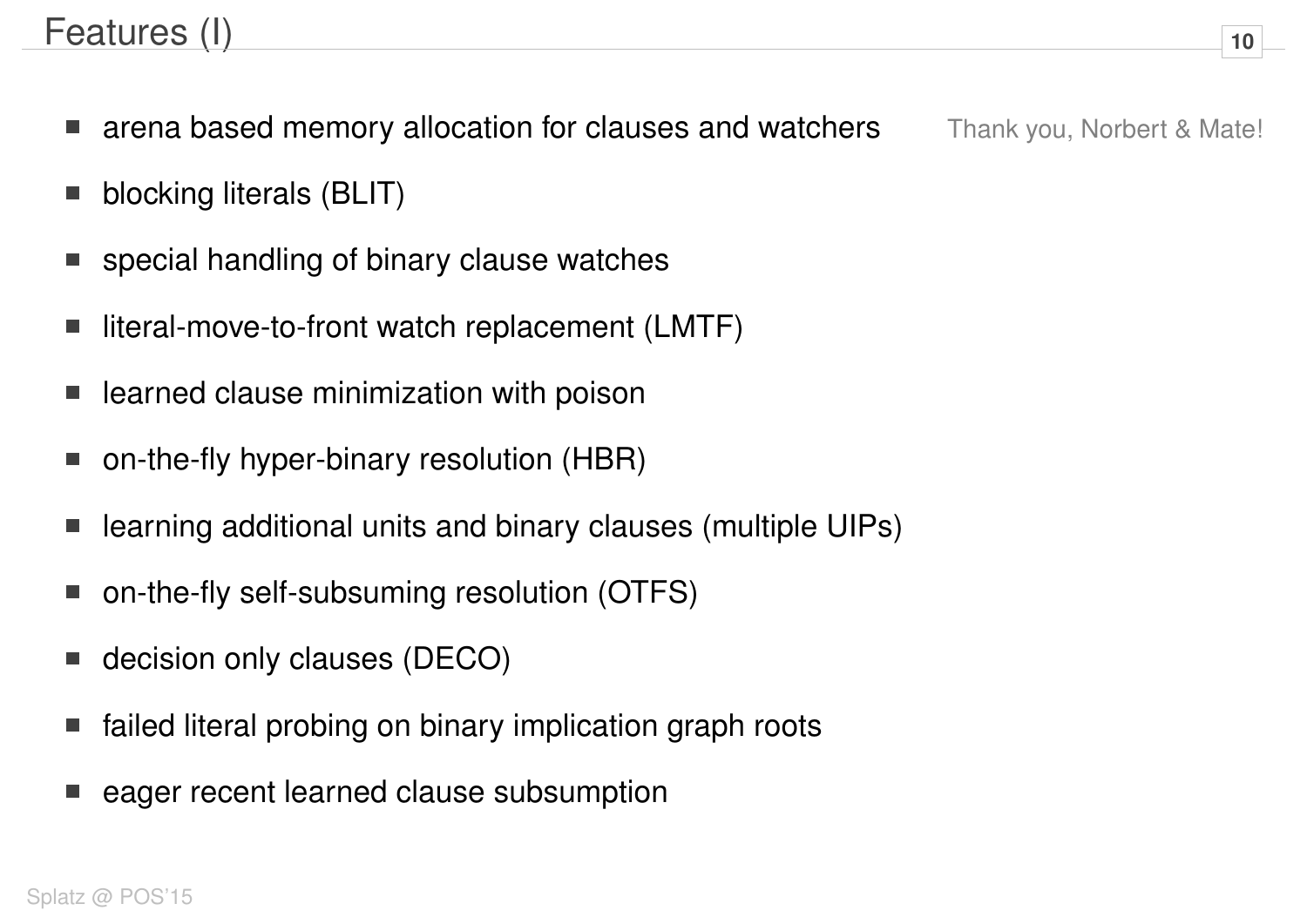# Features (I)

- arena based memory allocation for clauses and watchers — Thank you, Norbert & Mate!
- blocking literals (BLIT)
- special handling of binary clause watches
- literal-move-to-front watch replacement (LMTF)
- learned clause minimization with poison
- on-the-fly hyper-binary resolution (HBR)
- learning additional units and binary clauses (multiple UIPs)
- on-the-fly self-subsuming resolution (OTFS)
- decision only clauses (DECO)
- failed literal probing on binary implication graph roots
- eager recent learned clause subsumption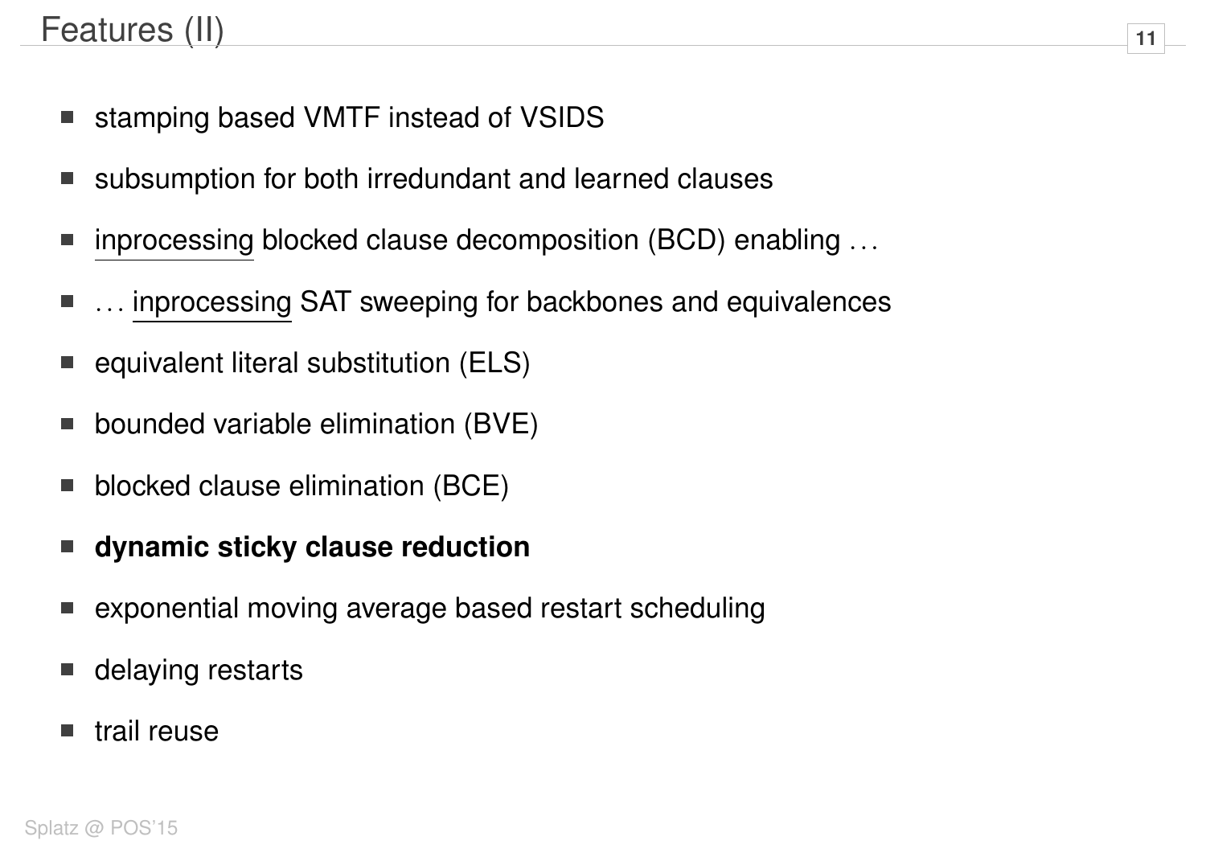# Features (II)

- stamping based VMTF instead of VSIDS
- subsumption for both irredundant and learned clauses
- inprocessing blocked clause decomposition (BCD) enabling ...
- ... inprocessing SAT sweeping for backbones and equivalences
- equivalent literal substitution (ELS)
- bounded variable elimination (BVE)
- blocked clause elimination (BCE)
- **dynamic sticky clause reduction**
- exponential moving average based restart scheduling
- delaying restarts
- trail reuse